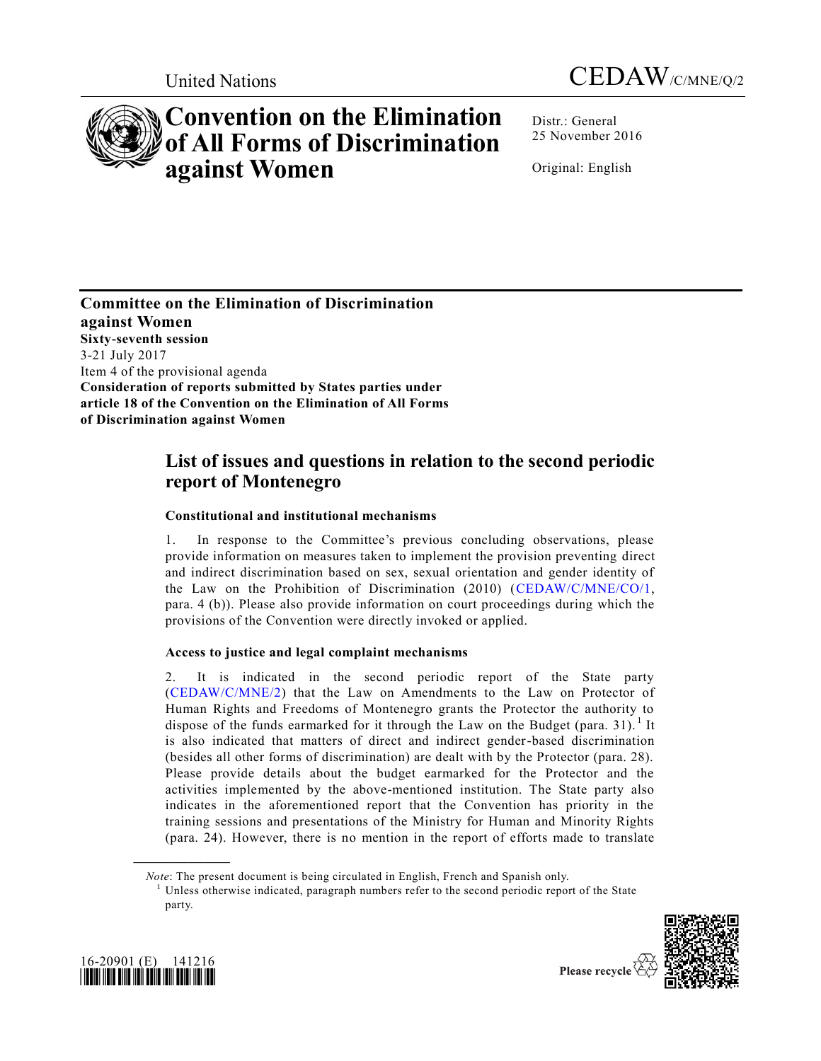United Nations

CEDAW/C/MNE/Q/2

# Convention on the Elimination of All Forms of Discrimination against Women

Distr.: General
25 November 2016

Original: English

**Committee on the Elimination of Discrimination against Women**
**Sixty-seventh session**
3-21 July 2017
Item 4 of the provisional agenda
**Consideration of reports submitted by States parties under article 18 of the Convention on the Elimination of All Forms of Discrimination against Women**

## List of issues and questions in relation to the second periodic report of Montenegro

### Constitutional and institutional mechanisms

1. In response to the Committee's previous concluding observations, please provide information on measures taken to implement the provision preventing direct and indirect discrimination based on sex, sexual orientation and gender identity of the Law on the Prohibition of Discrimination (2010) (CEDAW/C/MNE/CO/1, para. 4 (b)). Please also provide information on court proceedings during which the provisions of the Convention were directly invoked or applied.

### Access to justice and legal complaint mechanisms

2. It is indicated in the second periodic report of the State party (CEDAW/C/MNE/2) that the Law on Amendments to the Law on Protector of Human Rights and Freedoms of Montenegro grants the Protector the authority to dispose of the funds earmarked for it through the Law on the Budget (para. 31).[1] It is also indicated that matters of direct and indirect gender-based discrimination (besides all other forms of discrimination) are dealt with by the Protector (para. 28). Please provide details about the budget earmarked for the Protector and the activities implemented by the above-mentioned institution. The State party also indicates in the aforementioned report that the Convention has priority in the training sessions and presentations of the Ministry for Human and Minority Rights (para. 24). However, there is no mention in the report of efforts made to translate

*Note*: The present document is being circulated in English, French and Spanish only.

[1] Unless otherwise indicated, paragraph numbers refer to the second periodic report of the State party.

16-20901 (E) 141216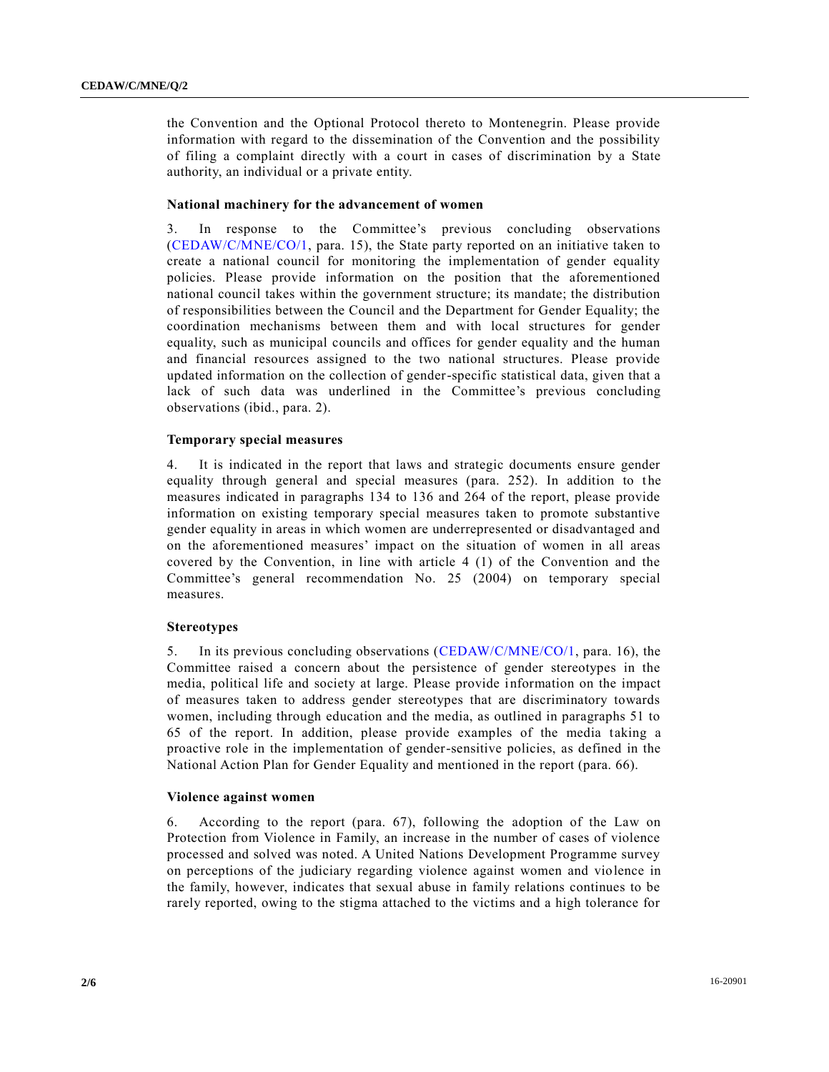the Convention and the Optional Protocol thereto to Montenegrin. Please provide information with regard to the dissemination of the Convention and the possibility of filing a complaint directly with a court in cases of discrimination by a State authority, an individual or a private entity.

### National machinery for the advancement of women

3. In response to the Committee's previous concluding observations (CEDAW/C/MNE/CO/1, para. 15), the State party reported on an initiative taken to create a national council for monitoring the implementation of gender equality policies. Please provide information on the position that the aforementioned national council takes within the government structure; its mandate; the distribution of responsibilities between the Council and the Department for Gender Equality; the coordination mechanisms between them and with local structures for gender equality, such as municipal councils and offices for gender equality and the human and financial resources assigned to the two national structures. Please provide updated information on the collection of gender-specific statistical data, given that a lack of such data was underlined in the Committee's previous concluding observations (ibid., para. 2).

### Temporary special measures

4. It is indicated in the report that laws and strategic documents ensure gender equality through general and special measures (para. 252). In addition to the measures indicated in paragraphs 134 to 136 and 264 of the report, please provide information on existing temporary special measures taken to promote substantive gender equality in areas in which women are underrepresented or disadvantaged and on the aforementioned measures' impact on the situation of women in all areas covered by the Convention, in line with article 4 (1) of the Convention and the Committee's general recommendation No. 25 (2004) on temporary special measures.

### Stereotypes

5. In its previous concluding observations (CEDAW/C/MNE/CO/1, para. 16), the Committee raised a concern about the persistence of gender stereotypes in the media, political life and society at large. Please provide information on the impact of measures taken to address gender stereotypes that are discriminatory towards women, including through education and the media, as outlined in paragraphs 51 to 65 of the report. In addition, please provide examples of the media taking a proactive role in the implementation of gender-sensitive policies, as defined in the National Action Plan for Gender Equality and mentioned in the report (para. 66).

### Violence against women

6. According to the report (para. 67), following the adoption of the Law on Protection from Violence in Family, an increase in the number of cases of violence processed and solved was noted. A United Nations Development Programme survey on perceptions of the judiciary regarding violence against women and violence in the family, however, indicates that sexual abuse in family relations continues to be rarely reported, owing to the stigma attached to the victims and a high tolerance for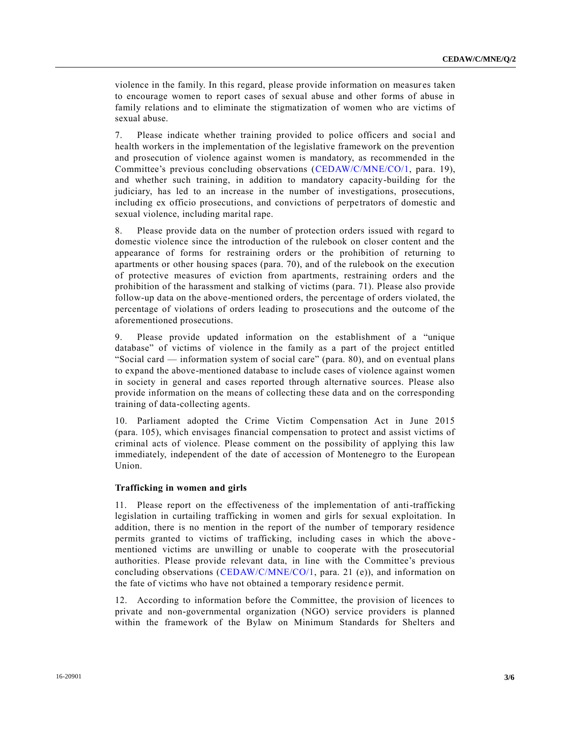violence in the family. In this regard, please provide information on measures taken to encourage women to report cases of sexual abuse and other forms of abuse in family relations and to eliminate the stigmatization of women who are victims of sexual abuse.

7. Please indicate whether training provided to police officers and social and health workers in the implementation of the legislative framework on the prevention and prosecution of violence against women is mandatory, as recommended in the Committee's previous concluding observations (CEDAW/C/MNE/CO/1, para. 19), and whether such training, in addition to mandatory capacity-building for the judiciary, has led to an increase in the number of investigations, prosecutions, including ex officio prosecutions, and convictions of perpetrators of domestic and sexual violence, including marital rape.

8. Please provide data on the number of protection orders issued with regard to domestic violence since the introduction of the rulebook on closer content and the appearance of forms for restraining orders or the prohibition of returning to apartments or other housing spaces (para. 70), and of the rulebook on the execution of protective measures of eviction from apartments, restraining orders and the prohibition of the harassment and stalking of victims (para. 71). Please also provide follow-up data on the above-mentioned orders, the percentage of orders violated, the percentage of violations of orders leading to prosecutions and the outcome of the aforementioned prosecutions.

9. Please provide updated information on the establishment of a "unique database" of victims of violence in the family as a part of the project entitled "Social card — information system of social care" (para. 80), and on eventual plans to expand the above-mentioned database to include cases of violence against women in society in general and cases reported through alternative sources. Please also provide information on the means of collecting these data and on the corresponding training of data-collecting agents.

10. Parliament adopted the Crime Victim Compensation Act in June 2015 (para. 105), which envisages financial compensation to protect and assist victims of criminal acts of violence. Please comment on the possibility of applying this law immediately, independent of the date of accession of Montenegro to the European Union.

### Trafficking in women and girls

11. Please report on the effectiveness of the implementation of anti-trafficking legislation in curtailing trafficking in women and girls for sexual exploitation. In addition, there is no mention in the report of the number of temporary residence permits granted to victims of trafficking, including cases in which the above-mentioned victims are unwilling or unable to cooperate with the prosecutorial authorities. Please provide relevant data, in line with the Committee's previous concluding observations (CEDAW/C/MNE/CO/1, para. 21 (e)), and information on the fate of victims who have not obtained a temporary residence permit.

12. According to information before the Committee, the provision of licences to private and non-governmental organization (NGO) service providers is planned within the framework of the Bylaw on Minimum Standards for Shelters and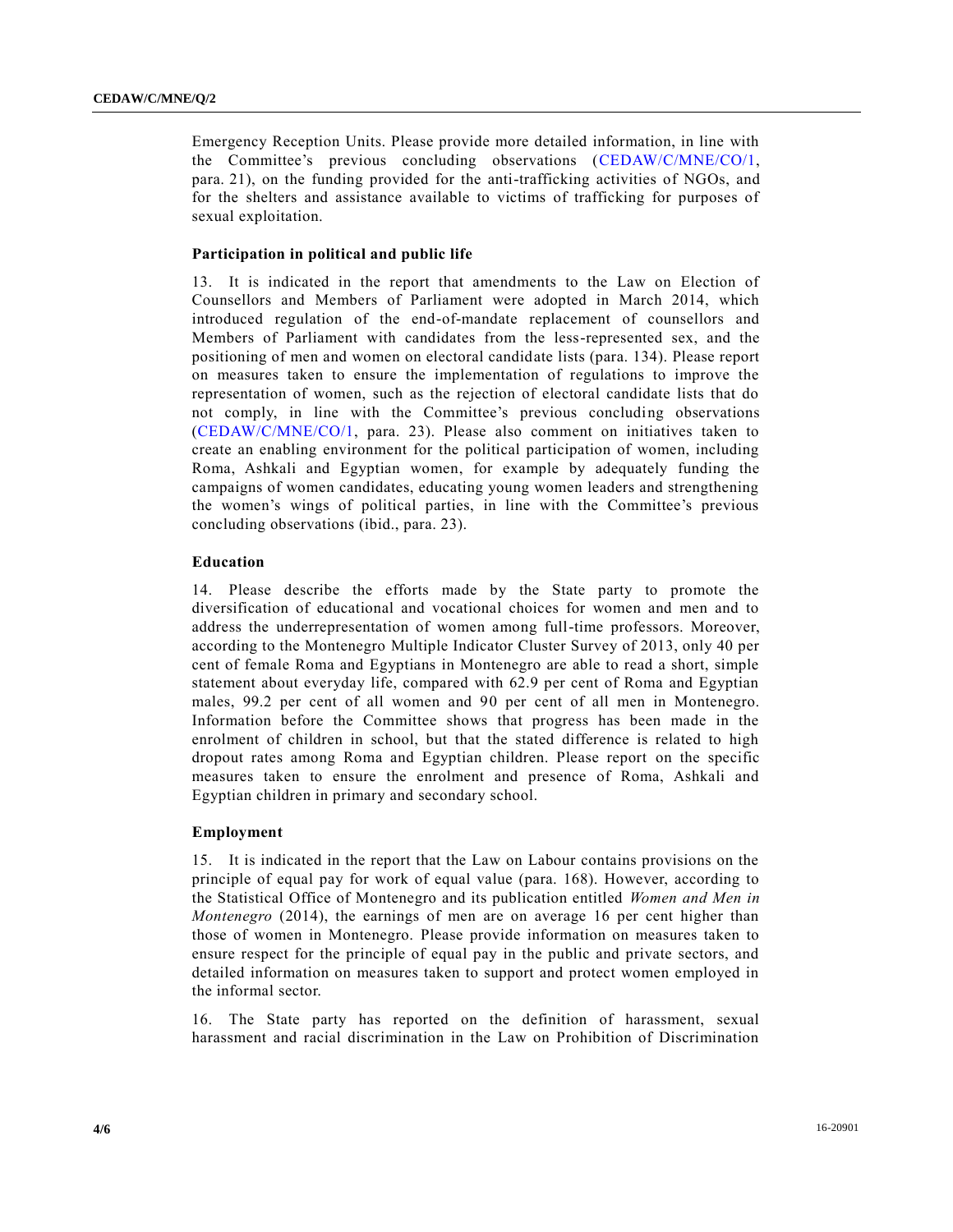Emergency Reception Units. Please provide more detailed information, in line with the Committee's previous concluding observations (CEDAW/C/MNE/CO/1, para. 21), on the funding provided for the anti-trafficking activities of NGOs, and for the shelters and assistance available to victims of trafficking for purposes of sexual exploitation.

### Participation in political and public life

13. It is indicated in the report that amendments to the Law on Election of Counsellors and Members of Parliament were adopted in March 2014, which introduced regulation of the end-of-mandate replacement of counsellors and Members of Parliament with candidates from the less-represented sex, and the positioning of men and women on electoral candidate lists (para. 134). Please report on measures taken to ensure the implementation of regulations to improve the representation of women, such as the rejection of electoral candidate lists that do not comply, in line with the Committee's previous concluding observations (CEDAW/C/MNE/CO/1, para. 23). Please also comment on initiatives taken to create an enabling environment for the political participation of women, including Roma, Ashkali and Egyptian women, for example by adequately funding the campaigns of women candidates, educating young women leaders and strengthening the women's wings of political parties, in line with the Committee's previous concluding observations (ibid., para. 23).

### Education

14. Please describe the efforts made by the State party to promote the diversification of educational and vocational choices for women and men and to address the underrepresentation of women among full-time professors. Moreover, according to the Montenegro Multiple Indicator Cluster Survey of 2013, only 40 per cent of female Roma and Egyptians in Montenegro are able to read a short, simple statement about everyday life, compared with 62.9 per cent of Roma and Egyptian males, 99.2 per cent of all women and 90 per cent of all men in Montenegro. Information before the Committee shows that progress has been made in the enrolment of children in school, but that the stated difference is related to high dropout rates among Roma and Egyptian children. Please report on the specific measures taken to ensure the enrolment and presence of Roma, Ashkali and Egyptian children in primary and secondary school.

### Employment

15. It is indicated in the report that the Law on Labour contains provisions on the principle of equal pay for work of equal value (para. 168). However, according to the Statistical Office of Montenegro and its publication entitled *Women and Men in Montenegro* (2014), the earnings of men are on average 16 per cent higher than those of women in Montenegro. Please provide information on measures taken to ensure respect for the principle of equal pay in the public and private sectors, and detailed information on measures taken to support and protect women employed in the informal sector.

16. The State party has reported on the definition of harassment, sexual harassment and racial discrimination in the Law on Prohibition of Discrimination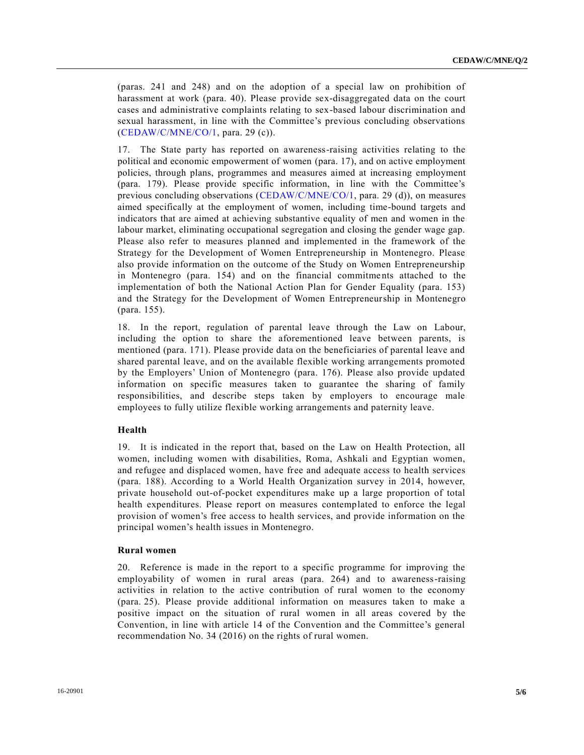(paras. 241 and 248) and on the adoption of a special law on prohibition of harassment at work (para. 40). Please provide sex-disaggregated data on the court cases and administrative complaints relating to sex-based labour discrimination and sexual harassment, in line with the Committee's previous concluding observations (CEDAW/C/MNE/CO/1, para. 29 (c)).

17. The State party has reported on awareness-raising activities relating to the political and economic empowerment of women (para. 17), and on active employment policies, through plans, programmes and measures aimed at increasing employment (para. 179). Please provide specific information, in line with the Committee's previous concluding observations (CEDAW/C/MNE/CO/1, para. 29 (d)), on measures aimed specifically at the employment of women, including time-bound targets and indicators that are aimed at achieving substantive equality of men and women in the labour market, eliminating occupational segregation and closing the gender wage gap. Please also refer to measures planned and implemented in the framework of the Strategy for the Development of Women Entrepreneurship in Montenegro. Please also provide information on the outcome of the Study on Women Entrepreneurship in Montenegro (para. 154) and on the financial commitments attached to the implementation of both the National Action Plan for Gender Equality (para. 153) and the Strategy for the Development of Women Entrepreneurship in Montenegro (para. 155).

18. In the report, regulation of parental leave through the Law on Labour, including the option to share the aforementioned leave between parents, is mentioned (para. 171). Please provide data on the beneficiaries of parental leave and shared parental leave, and on the available flexible working arrangements promoted by the Employers' Union of Montenegro (para. 176). Please also provide updated information on specific measures taken to guarantee the sharing of family responsibilities, and describe steps taken by employers to encourage male employees to fully utilize flexible working arrangements and paternity leave.

### Health

19. It is indicated in the report that, based on the Law on Health Protection, all women, including women with disabilities, Roma, Ashkali and Egyptian women, and refugee and displaced women, have free and adequate access to health services (para. 188). According to a World Health Organization survey in 2014, however, private household out-of-pocket expenditures make up a large proportion of total health expenditures. Please report on measures contemplated to enforce the legal provision of women's free access to health services, and provide information on the principal women's health issues in Montenegro.

### Rural women

20. Reference is made in the report to a specific programme for improving the employability of women in rural areas (para. 264) and to awareness-raising activities in relation to the active contribution of rural women to the economy (para. 25). Please provide additional information on measures taken to make a positive impact on the situation of rural women in all areas covered by the Convention, in line with article 14 of the Convention and the Committee's general recommendation No. 34 (2016) on the rights of rural women.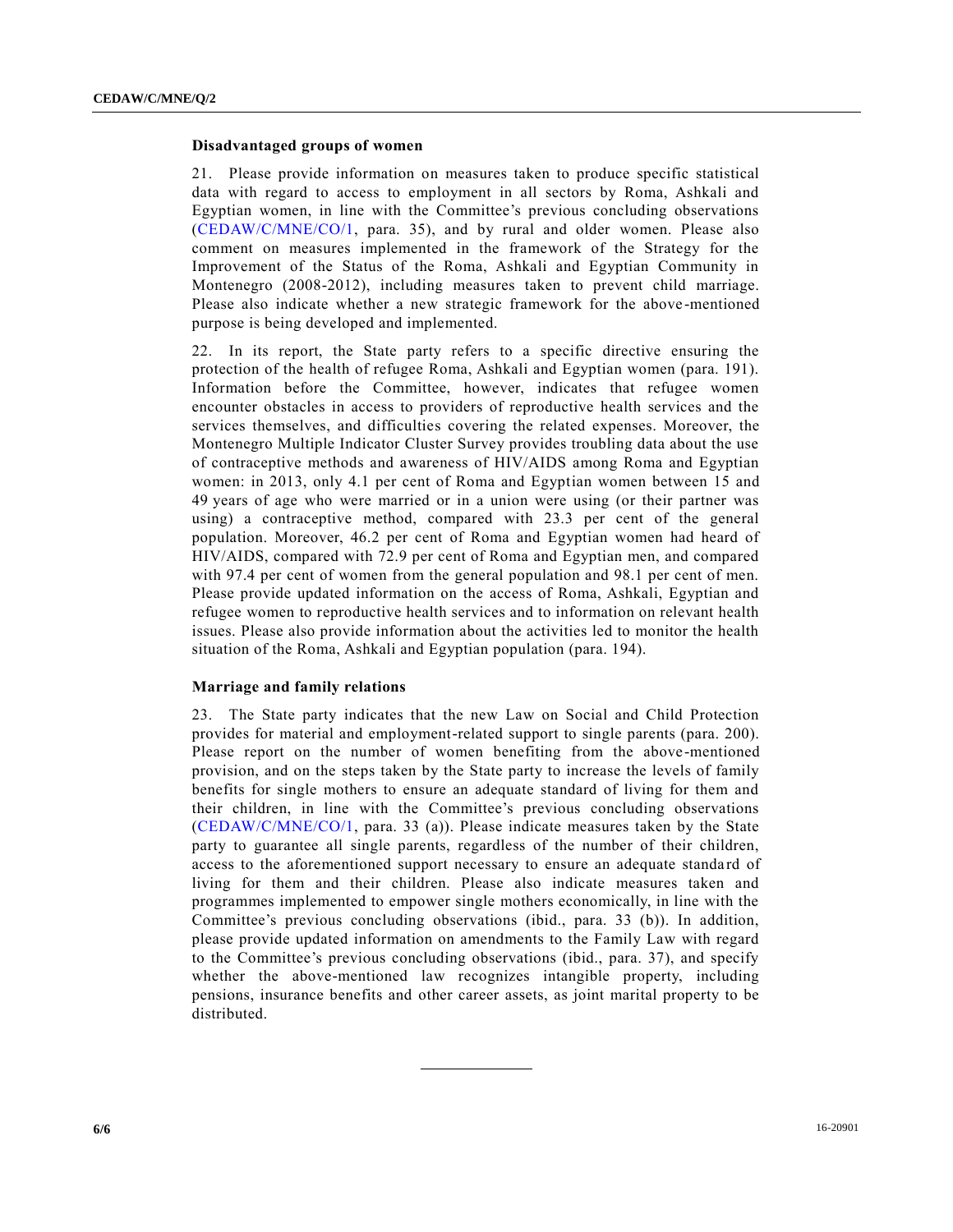### Disadvantaged groups of women

21. Please provide information on measures taken to produce specific statistical data with regard to access to employment in all sectors by Roma, Ashkali and Egyptian women, in line with the Committee's previous concluding observations (CEDAW/C/MNE/CO/1, para. 35), and by rural and older women. Please also comment on measures implemented in the framework of the Strategy for the Improvement of the Status of the Roma, Ashkali and Egyptian Community in Montenegro (2008-2012), including measures taken to prevent child marriage. Please also indicate whether a new strategic framework for the above-mentioned purpose is being developed and implemented.

22. In its report, the State party refers to a specific directive ensuring the protection of the health of refugee Roma, Ashkali and Egyptian women (para. 191). Information before the Committee, however, indicates that refugee women encounter obstacles in access to providers of reproductive health services and the services themselves, and difficulties covering the related expenses. Moreover, the Montenegro Multiple Indicator Cluster Survey provides troubling data about the use of contraceptive methods and awareness of HIV/AIDS among Roma and Egyptian women: in 2013, only 4.1 per cent of Roma and Egyptian women between 15 and 49 years of age who were married or in a union were using (or their partner was using) a contraceptive method, compared with 23.3 per cent of the general population. Moreover, 46.2 per cent of Roma and Egyptian women had heard of HIV/AIDS, compared with 72.9 per cent of Roma and Egyptian men, and compared with 97.4 per cent of women from the general population and 98.1 per cent of men. Please provide updated information on the access of Roma, Ashkali, Egyptian and refugee women to reproductive health services and to information on relevant health issues. Please also provide information about the activities led to monitor the health situation of the Roma, Ashkali and Egyptian population (para. 194).

### Marriage and family relations

23. The State party indicates that the new Law on Social and Child Protection provides for material and employment-related support to single parents (para. 200). Please report on the number of women benefiting from the above-mentioned provision, and on the steps taken by the State party to increase the levels of family benefits for single mothers to ensure an adequate standard of living for them and their children, in line with the Committee's previous concluding observations (CEDAW/C/MNE/CO/1, para. 33 (a)). Please indicate measures taken by the State party to guarantee all single parents, regardless of the number of their children, access to the aforementioned support necessary to ensure an adequate standard of living for them and their children. Please also indicate measures taken and programmes implemented to empower single mothers economically, in line with the Committee's previous concluding observations (ibid., para. 33 (b)). In addition, please provide updated information on amendments to the Family Law with regard to the Committee's previous concluding observations (ibid., para. 37), and specify whether the above-mentioned law recognizes intangible property, including pensions, insurance benefits and other career assets, as joint marital property to be distributed.